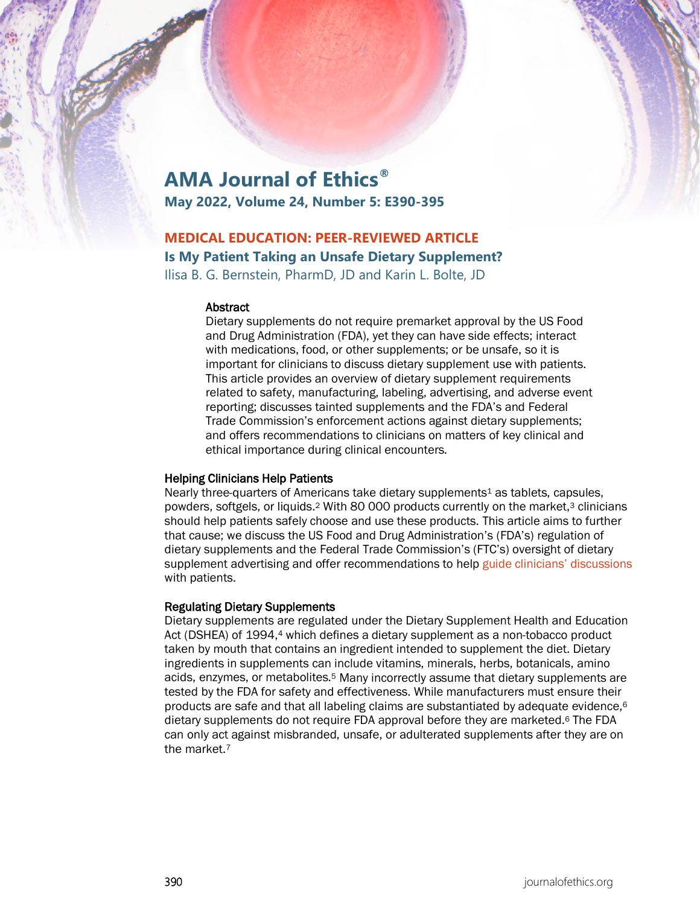# AMA Journal of Ethics®

**May 2022, Volume 24, Number 5: E390-395**

## MEDICAL EDUCATION: PEER-REVIEWED ARTICLE

## Is My Patient Taking an Unsafe Dietary Supplement?

Ilisa B. G. Bernstein, PharmD, JD and Karin L. Bolte, JD

### Abstract

Dietary supplements do not require premarket approval by the US Food and Drug Administration (FDA), yet they can have side effects; interact with medications, food, or other supplements; or be unsafe, so it is important for clinicians to discuss dietary supplement use with patients. This article provides an overview of dietary supplement requirements related to safety, manufacturing, labeling, advertising, and adverse event reporting; discusses tainted supplements and the FDA's and Federal Trade Commission's enforcement actions against dietary supplements; and offers recommendations to clinicians on matters of key clinical and ethical importance during clinical encounters.

### Helping Clinicians Help Patients

Nearly three-quarters of Americans take dietary supplements[1] as tablets, capsules, powders, softgels, or liquids.[2] With 80 000 products currently on the market,[3] clinicians should help patients safely choose and use these products. This article aims to further that cause; we discuss the US Food and Drug Administration's (FDA's) regulation of dietary supplements and the Federal Trade Commission's (FTC's) oversight of dietary supplement advertising and offer recommendations to help guide clinicians' discussions with patients.

### Regulating Dietary Supplements

Dietary supplements are regulated under the Dietary Supplement Health and Education Act (DSHEA) of 1994,[4] which defines a dietary supplement as a non-tobacco product taken by mouth that contains an ingredient intended to supplement the diet. Dietary ingredients in supplements can include vitamins, minerals, herbs, botanicals, amino acids, enzymes, or metabolites.[5] Many incorrectly assume that dietary supplements are tested by the FDA for safety and effectiveness. While manufacturers must ensure their products are safe and that all labeling claims are substantiated by adequate evidence,[6] dietary supplements do not require FDA approval before they are marketed.[6] The FDA can only act against misbranded, unsafe, or adulterated supplements after they are on the market.[7]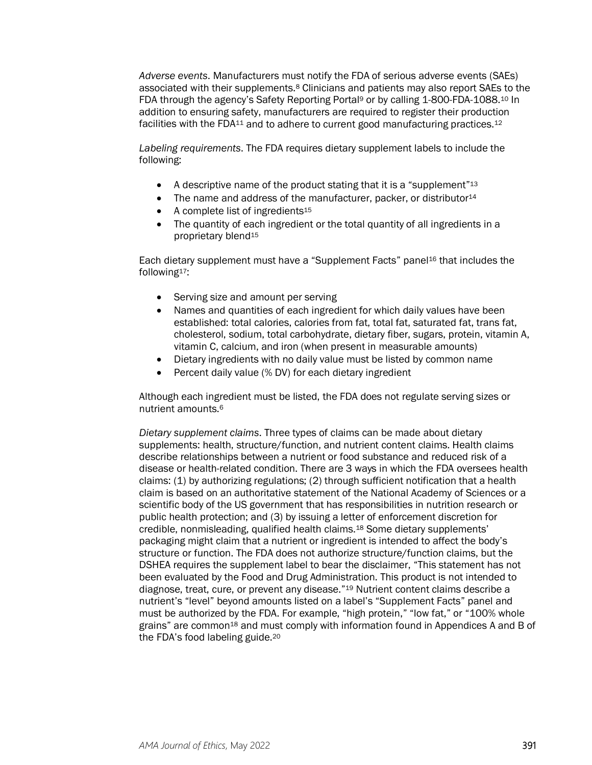*Adverse events*. Manufacturers must notify the FDA of serious adverse events (SAEs) associated with their supplements.[8] Clinicians and patients may also report SAEs to the FDA through the agency's Safety Reporting Portal[9] or by calling 1-800-FDA-1088.[10] In addition to ensuring safety, manufacturers are required to register their production facilities with the FDA[11] and to adhere to current good manufacturing practices.[12]

*Labeling requirements*. The FDA requires dietary supplement labels to include the following:

- A descriptive name of the product stating that it is a "supplement"[13]
- The name and address of the manufacturer, packer, or distributor[14]
- A complete list of ingredients[15]
- The quantity of each ingredient or the total quantity of all ingredients in a proprietary blend[15]

Each dietary supplement must have a "Supplement Facts" panel[16] that includes the following[17]:

- Serving size and amount per serving
- Names and quantities of each ingredient for which daily values have been established: total calories, calories from fat, total fat, saturated fat, trans fat, cholesterol, sodium, total carbohydrate, dietary fiber, sugars, protein, vitamin A, vitamin C, calcium, and iron (when present in measurable amounts)
- Dietary ingredients with no daily value must be listed by common name
- Percent daily value (% DV) for each dietary ingredient

Although each ingredient must be listed, the FDA does not regulate serving sizes or nutrient amounts.[6]

*Dietary supplement claims*. Three types of claims can be made about dietary supplements: health, structure/function, and nutrient content claims. Health claims describe relationships between a nutrient or food substance and reduced risk of a disease or health-related condition. There are 3 ways in which the FDA oversees health claims: (1) by authorizing regulations; (2) through sufficient notification that a health claim is based on an authoritative statement of the National Academy of Sciences or a scientific body of the US government that has responsibilities in nutrition research or public health protection; and (3) by issuing a letter of enforcement discretion for credible, nonmisleading, qualified health claims.[18] Some dietary supplements' packaging might claim that a nutrient or ingredient is intended to affect the body's structure or function. The FDA does not authorize structure/function claims, but the DSHEA requires the supplement label to bear the disclaimer, "This statement has not been evaluated by the Food and Drug Administration. This product is not intended to diagnose, treat, cure, or prevent any disease."[19] Nutrient content claims describe a nutrient's "level" beyond amounts listed on a label's "Supplement Facts" panel and must be authorized by the FDA. For example, "high protein," "low fat," or "100% whole grains" are common[18] and must comply with information found in Appendices A and B of the FDA's food labeling guide.[20]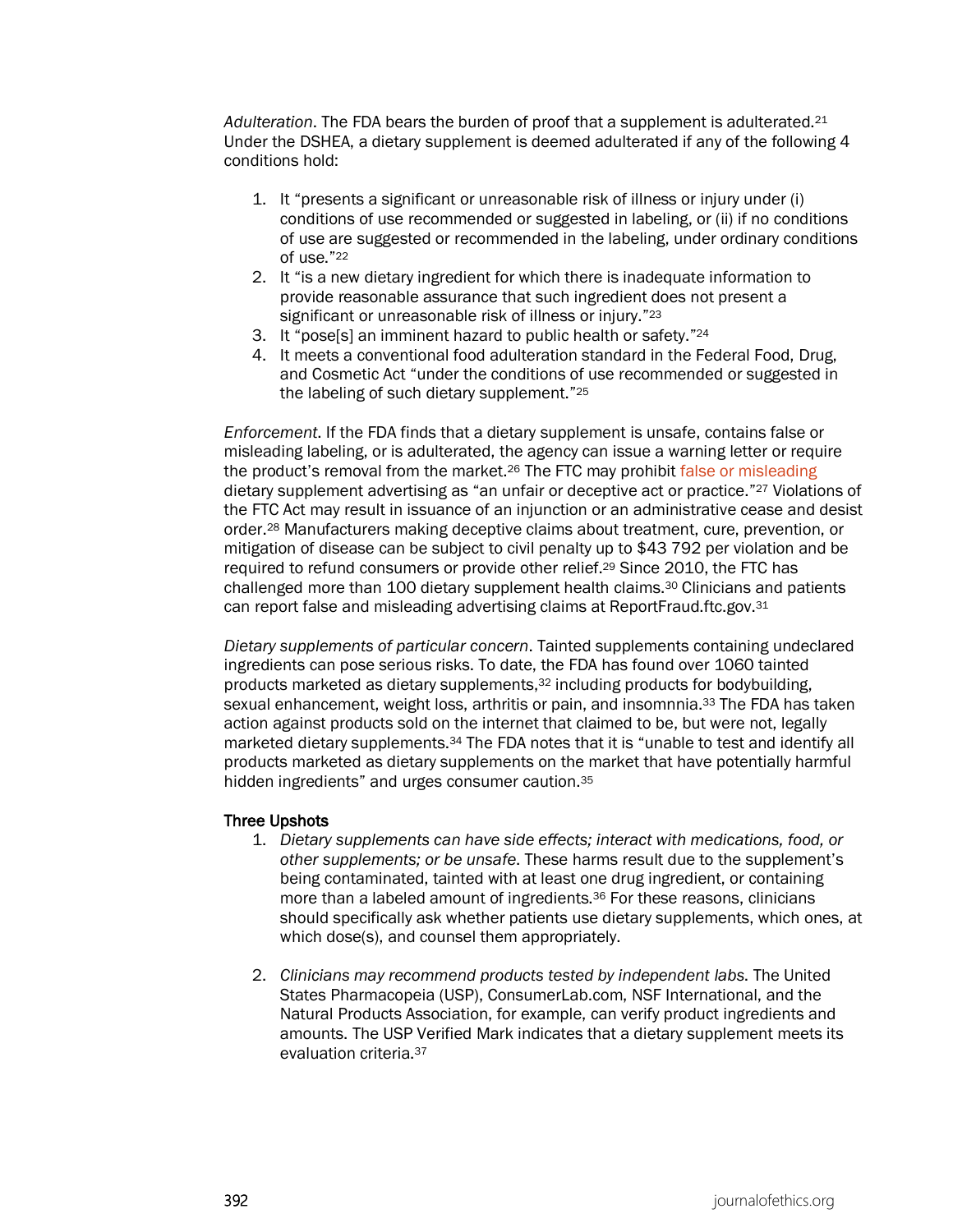*Adulteration*. The FDA bears the burden of proof that a supplement is adulterated.[21] Under the DSHEA, a dietary supplement is deemed adulterated if any of the following 4 conditions hold:

1. It "presents a significant or unreasonable risk of illness or injury under (i) conditions of use recommended or suggested in labeling, or (ii) if no conditions of use are suggested or recommended in the labeling, under ordinary conditions of use."[22]
2. It "is a new dietary ingredient for which there is inadequate information to provide reasonable assurance that such ingredient does not present a significant or unreasonable risk of illness or injury."[23]
3. It "pose[s] an imminent hazard to public health or safety."[24]
4. It meets a conventional food adulteration standard in the Federal Food, Drug, and Cosmetic Act "under the conditions of use recommended or suggested in the labeling of such dietary supplement."[25]

*Enforcement*. If the FDA finds that a dietary supplement is unsafe, contains false or misleading labeling, or is adulterated, the agency can issue a warning letter or require the product's removal from the market.[26] The FTC may prohibit false or misleading dietary supplement advertising as "an unfair or deceptive act or practice."[27] Violations of the FTC Act may result in issuance of an injunction or an administrative cease and desist order.[28] Manufacturers making deceptive claims about treatment, cure, prevention, or mitigation of disease can be subject to civil penalty up to $43 792 per violation and be required to refund consumers or provide other relief.[29] Since 2010, the FTC has challenged more than 100 dietary supplement health claims.[30] Clinicians and patients can report false and misleading advertising claims at ReportFraud.ftc.gov.[31]

*Dietary supplements of particular concern*. Tainted supplements containing undeclared ingredients can pose serious risks. To date, the FDA has found over 1060 tainted products marketed as dietary supplements,[32] including products for bodybuilding, sexual enhancement, weight loss, arthritis or pain, and insomnnia.[33] The FDA has taken action against products sold on the internet that claimed to be, but were not, legally marketed dietary supplements.[34] The FDA notes that it is "unable to test and identify all products marketed as dietary supplements on the market that have potentially harmful hidden ingredients" and urges consumer caution.[35]

### Three Upshots

1. *Dietary supplements can have side effects; interact with medications, food, or other supplements; or be unsafe.* These harms result due to the supplement's being contaminated, tainted with at least one drug ingredient, or containing more than a labeled amount of ingredients.[36] For these reasons, clinicians should specifically ask whether patients use dietary supplements, which ones, at which dose(s), and counsel them appropriately.

2. *Clinicians may recommend products tested by independent labs.* The United States Pharmacopeia (USP), ConsumerLab.com, NSF International, and the Natural Products Association, for example, can verify product ingredients and amounts. The USP Verified Mark indicates that a dietary supplement meets its evaluation criteria.[37]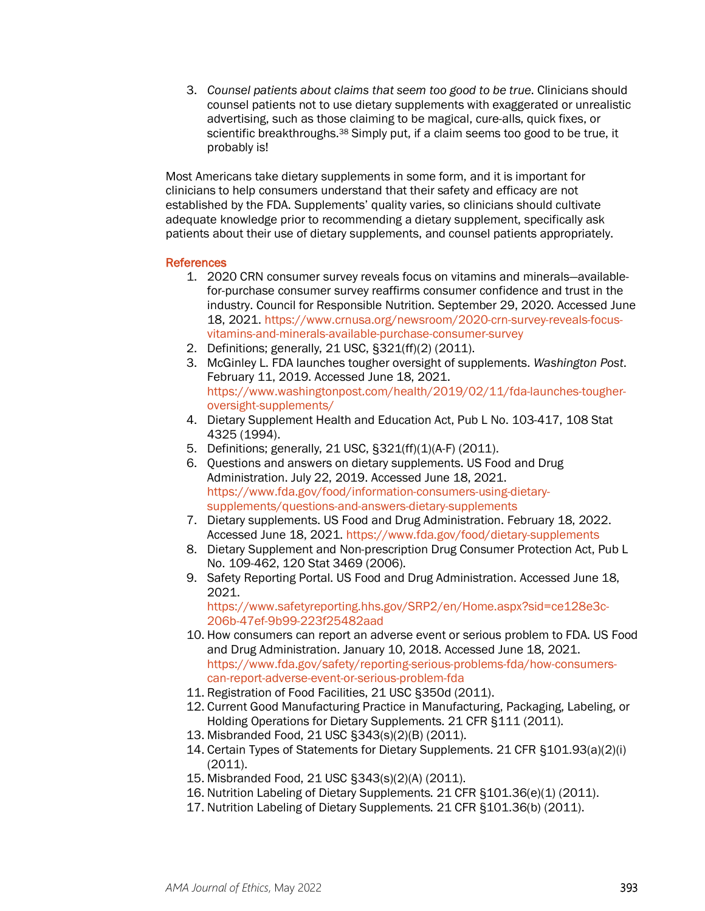3. *Counsel patients about claims that seem too good to be true*. Clinicians should counsel patients not to use dietary supplements with exaggerated or unrealistic advertising, such as those claiming to be magical, cure-alls, quick fixes, or scientific breakthroughs.[38] Simply put, if a claim seems too good to be true, it probably is!

Most Americans take dietary supplements in some form, and it is important for clinicians to help consumers understand that their safety and efficacy are not established by the FDA. Supplements' quality varies, so clinicians should cultivate adequate knowledge prior to recommending a dietary supplement, specifically ask patients about their use of dietary supplements, and counsel patients appropriately.

## References

1. 2020 CRN consumer survey reveals focus on vitamins and minerals—available-for-purchase consumer survey reaffirms consumer confidence and trust in the industry. Council for Responsible Nutrition. September 29, 2020. Accessed June 18, 2021. https://www.crnusa.org/newsroom/2020-crn-survey-reveals-focus-vitamins-and-minerals-available-purchase-consumer-survey
2. Definitions; generally, 21 USC, §321(ff)(2) (2011).
3. McGinley L. FDA launches tougher oversight of supplements. *Washington Post*. February 11, 2019. Accessed June 18, 2021. https://www.washingtonpost.com/health/2019/02/11/fda-launches-tougher-oversight-supplements/
4. Dietary Supplement Health and Education Act, Pub L No. 103-417, 108 Stat 4325 (1994).
5. Definitions; generally, 21 USC, §321(ff)(1)(A-F) (2011).
6. Questions and answers on dietary supplements. US Food and Drug Administration. July 22, 2019. Accessed June 18, 2021. https://www.fda.gov/food/information-consumers-using-dietary-supplements/questions-and-answers-dietary-supplements
7. Dietary supplements. US Food and Drug Administration. February 18, 2022. Accessed June 18, 2021. https://www.fda.gov/food/dietary-supplements
8. Dietary Supplement and Non-prescription Drug Consumer Protection Act, Pub L No. 109-462, 120 Stat 3469 (2006).
9. Safety Reporting Portal. US Food and Drug Administration. Accessed June 18, 2021. https://www.safetyreporting.hhs.gov/SRP2/en/Home.aspx?sid=ce128e3c-206b-47ef-9b99-223f25482aad
10. How consumers can report an adverse event or serious problem to FDA. US Food and Drug Administration. January 10, 2018. Accessed June 18, 2021. https://www.fda.gov/safety/reporting-serious-problems-fda/how-consumers-can-report-adverse-event-or-serious-problem-fda
11. Registration of Food Facilities, 21 USC §350d (2011).
12. Current Good Manufacturing Practice in Manufacturing, Packaging, Labeling, or Holding Operations for Dietary Supplements. 21 CFR §111 (2011).
13. Misbranded Food, 21 USC §343(s)(2)(B) (2011).
14. Certain Types of Statements for Dietary Supplements. 21 CFR §101.93(a)(2)(i) (2011).
15. Misbranded Food, 21 USC §343(s)(2)(A) (2011).
16. Nutrition Labeling of Dietary Supplements. 21 CFR §101.36(e)(1) (2011).
17. Nutrition Labeling of Dietary Supplements. 21 CFR §101.36(b) (2011).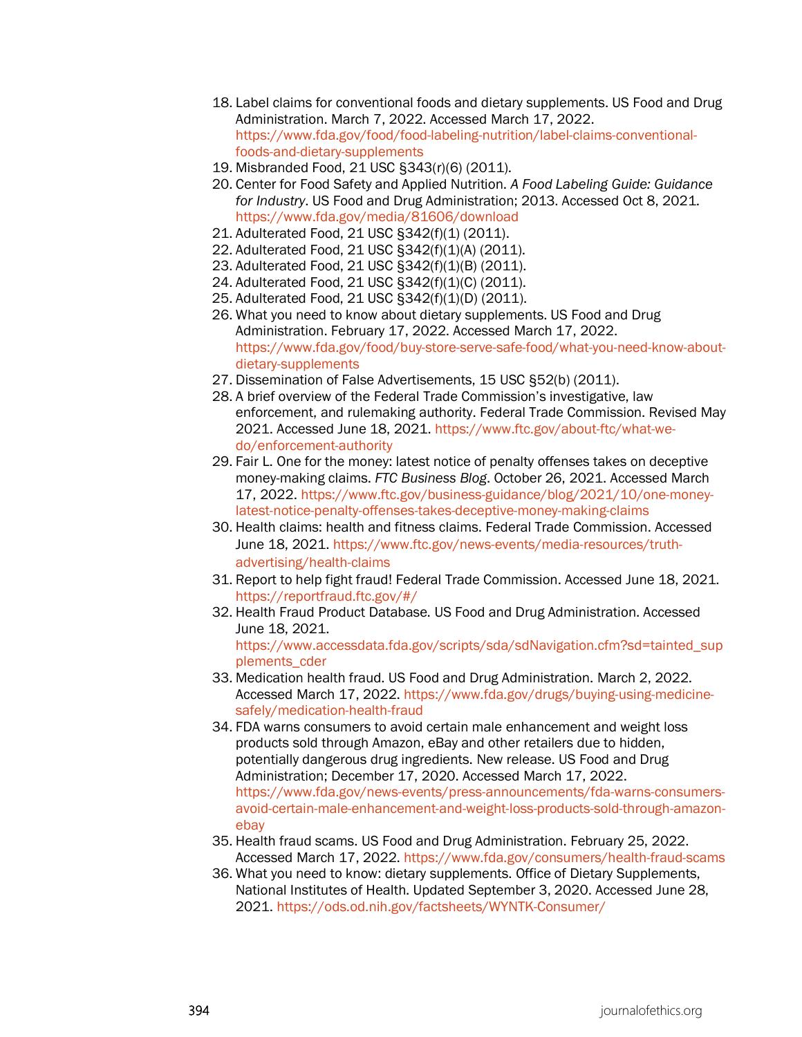18. Label claims for conventional foods and dietary supplements. US Food and Drug Administration. March 7, 2022. Accessed March 17, 2022. https://www.fda.gov/food/food-labeling-nutrition/label-claims-conventional-foods-and-dietary-supplements
19. Misbranded Food, 21 USC §343(r)(6) (2011).
20. Center for Food Safety and Applied Nutrition. *A Food Labeling Guide: Guidance for Industry*. US Food and Drug Administration; 2013. Accessed Oct 8, 2021. https://www.fda.gov/media/81606/download
21. Adulterated Food, 21 USC §342(f)(1) (2011).
22. Adulterated Food, 21 USC §342(f)(1)(A) (2011).
23. Adulterated Food, 21 USC §342(f)(1)(B) (2011).
24. Adulterated Food, 21 USC §342(f)(1)(C) (2011).
25. Adulterated Food, 21 USC §342(f)(1)(D) (2011).
26. What you need to know about dietary supplements. US Food and Drug Administration. February 17, 2022. Accessed March 17, 2022. https://www.fda.gov/food/buy-store-serve-safe-food/what-you-need-know-about-dietary-supplements
27. Dissemination of False Advertisements, 15 USC §52(b) (2011).
28. A brief overview of the Federal Trade Commission's investigative, law enforcement, and rulemaking authority. Federal Trade Commission. Revised May 2021. Accessed June 18, 2021. https://www.ftc.gov/about-ftc/what-we-do/enforcement-authority
29. Fair L. One for the money: latest notice of penalty offenses takes on deceptive money-making claims. *FTC Business Blog*. October 26, 2021. Accessed March 17, 2022. https://www.ftc.gov/business-guidance/blog/2021/10/one-money-latest-notice-penalty-offenses-takes-deceptive-money-making-claims
30. Health claims: health and fitness claims. Federal Trade Commission. Accessed June 18, 2021. https://www.ftc.gov/news-events/media-resources/truth-advertising/health-claims
31. Report to help fight fraud! Federal Trade Commission. Accessed June 18, 2021. https://reportfraud.ftc.gov/#/
32. Health Fraud Product Database. US Food and Drug Administration. Accessed June 18, 2021. https://www.accessdata.fda.gov/scripts/sda/sdNavigation.cfm?sd=tainted_supplements_cder
33. Medication health fraud. US Food and Drug Administration. March 2, 2022. Accessed March 17, 2022. https://www.fda.gov/drugs/buying-using-medicine-safely/medication-health-fraud
34. FDA warns consumers to avoid certain male enhancement and weight loss products sold through Amazon, eBay and other retailers due to hidden, potentially dangerous drug ingredients. New release. US Food and Drug Administration; December 17, 2020. Accessed March 17, 2022. https://www.fda.gov/news-events/press-announcements/fda-warns-consumers-avoid-certain-male-enhancement-and-weight-loss-products-sold-through-amazon-ebay
35. Health fraud scams. US Food and Drug Administration. February 25, 2022. Accessed March 17, 2022. https://www.fda.gov/consumers/health-fraud-scams
36. What you need to know: dietary supplements. Office of Dietary Supplements, National Institutes of Health. Updated September 3, 2020. Accessed June 28, 2021. https://ods.od.nih.gov/factsheets/WYNTK-Consumer/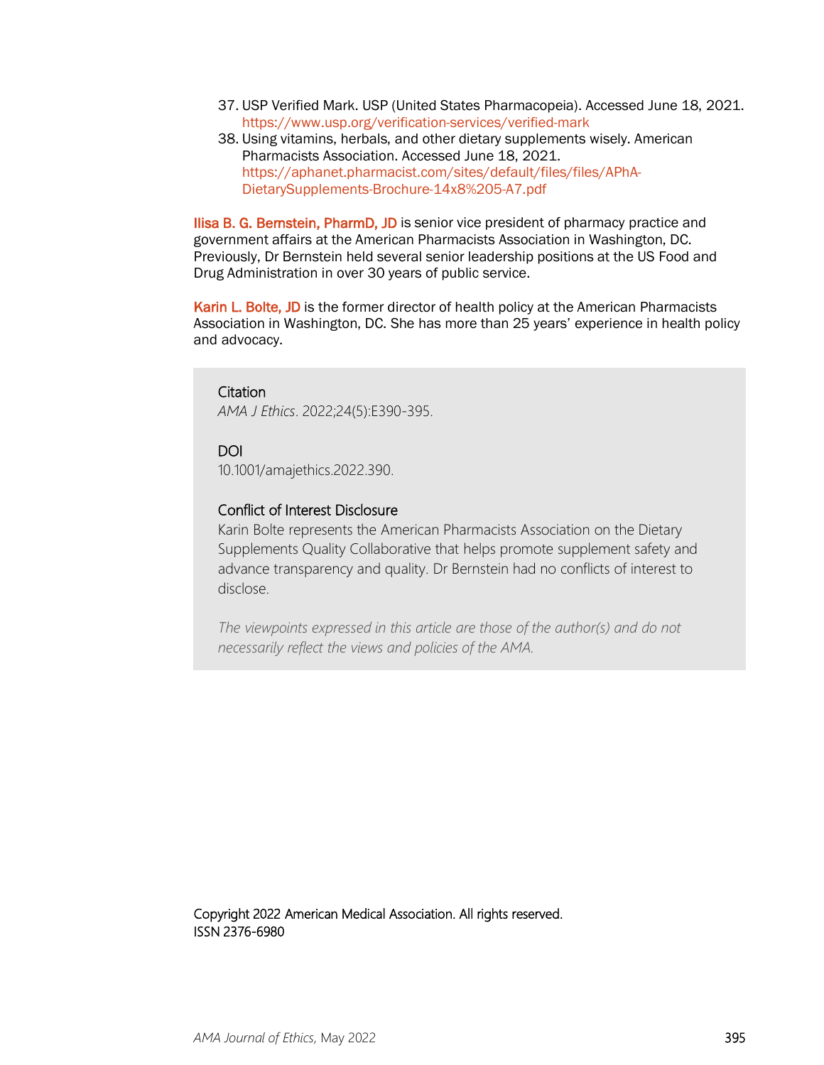37. USP Verified Mark. USP (United States Pharmacopeia). Accessed June 18, 2021. https://www.usp.org/verification-services/verified-mark
38. Using vitamins, herbals, and other dietary supplements wisely. American Pharmacists Association. Accessed June 18, 2021. https://aphanet.pharmacist.com/sites/default/files/files/APhA-DietarySupplements-Brochure-14x8%205-A7.pdf

**Ilisa B. G. Bernstein, PharmD, JD** is senior vice president of pharmacy practice and government affairs at the American Pharmacists Association in Washington, DC. Previously, Dr Bernstein held several senior leadership positions at the US Food and Drug Administration in over 30 years of public service.

**Karin L. Bolte, JD** is the former director of health policy at the American Pharmacists Association in Washington, DC. She has more than 25 years' experience in health policy and advocacy.

### Citation

*AMA J Ethics*. 2022;24(5):E390-395.

### DOI

10.1001/amajethics.2022.390.

### Conflict of Interest Disclosure

Karin Bolte represents the American Pharmacists Association on the Dietary Supplements Quality Collaborative that helps promote supplement safety and advance transparency and quality. Dr Bernstein had no conflicts of interest to disclose.

*The viewpoints expressed in this article are those of the author(s) and do not necessarily reflect the views and policies of the AMA.*

Copyright 2022 American Medical Association. All rights reserved.
ISSN 2376-6980